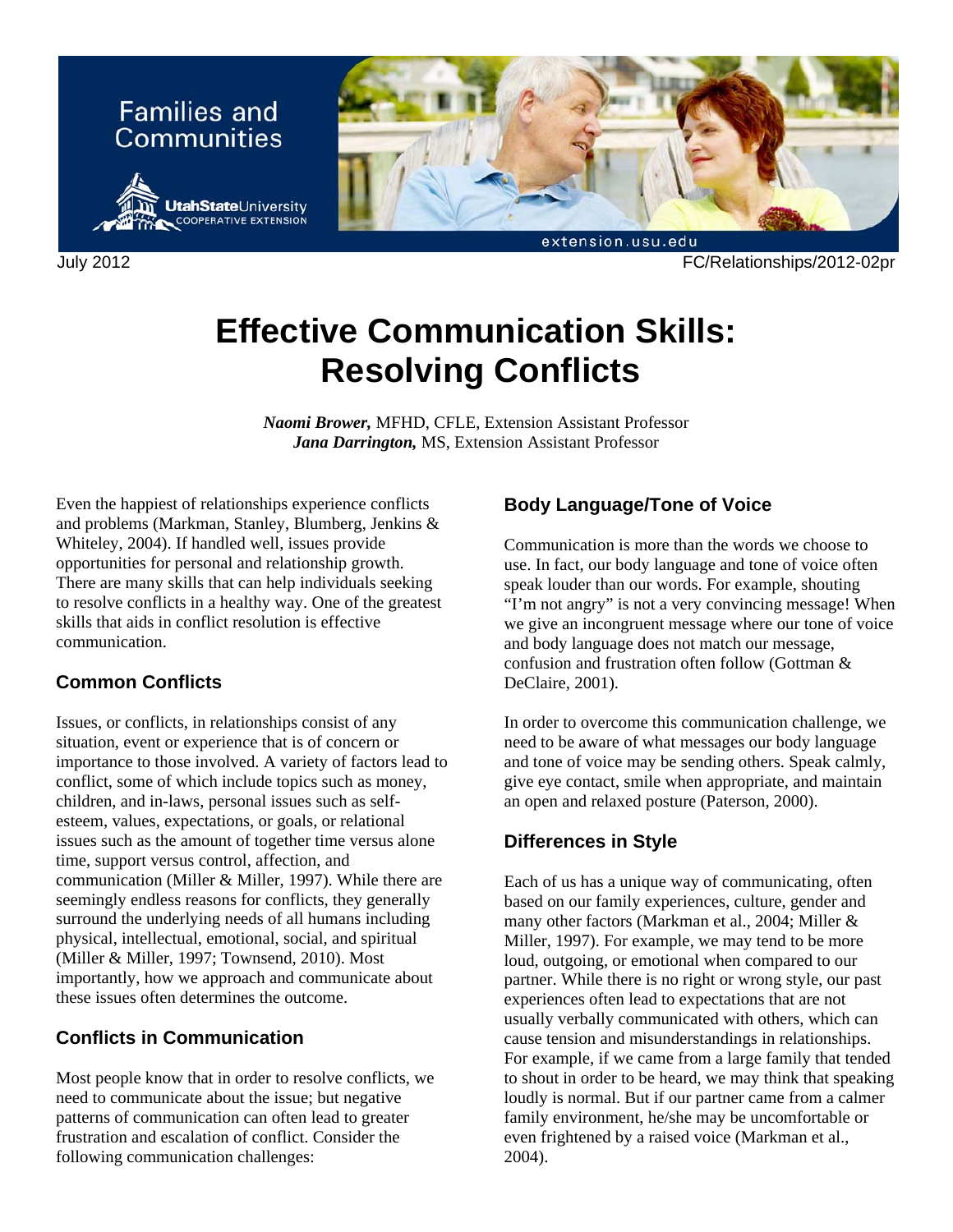Families and Communities

Utah State University COOPERATIVE EXTENSION

extension.usu.edu

July 2012 FC/Relationships/2012-02pr

# Effective Communication Skills: Resolving Conflicts

***Naomi Brower,*** MFHD, CFLE, Extension Assistant Professor
***Jana Darrington,*** MS, Extension Assistant Professor

Even the happiest of relationships experience conflicts and problems (Markman, Stanley, Blumberg, Jenkins & Whiteley, 2004). If handled well, issues provide opportunities for personal and relationship growth. There are many skills that can help individuals seeking to resolve conflicts in a healthy way. One of the greatest skills that aids in conflict resolution is effective communication.

## Common Conflicts

Issues, or conflicts, in relationships consist of any situation, event or experience that is of concern or importance to those involved. A variety of factors lead to conflict, some of which include topics such as money, children, and in-laws, personal issues such as self-esteem, values, expectations, or goals, or relational issues such as the amount of together time versus alone time, support versus control, affection, and communication (Miller & Miller, 1997). While there are seemingly endless reasons for conflicts, they generally surround the underlying needs of all humans including physical, intellectual, emotional, social, and spiritual (Miller & Miller, 1997; Townsend, 2010). Most importantly, how we approach and communicate about these issues often determines the outcome.

## Conflicts in Communication

Most people know that in order to resolve conflicts, we need to communicate about the issue; but negative patterns of communication can often lead to greater frustration and escalation of conflict. Consider the following communication challenges:

## Body Language/Tone of Voice

Communication is more than the words we choose to use. In fact, our body language and tone of voice often speak louder than our words. For example, shouting "I'm not angry" is not a very convincing message! When we give an incongruent message where our tone of voice and body language does not match our message, confusion and frustration often follow (Gottman & DeClaire, 2001).

In order to overcome this communication challenge, we need to be aware of what messages our body language and tone of voice may be sending others. Speak calmly, give eye contact, smile when appropriate, and maintain an open and relaxed posture (Paterson, 2000).

## Differences in Style

Each of us has a unique way of communicating, often based on our family experiences, culture, gender and many other factors (Markman et al., 2004; Miller & Miller, 1997). For example, we may tend to be more loud, outgoing, or emotional when compared to our partner. While there is no right or wrong style, our past experiences often lead to expectations that are not usually verbally communicated with others, which can cause tension and misunderstandings in relationships. For example, if we came from a large family that tended to shout in order to be heard, we may think that speaking loudly is normal. But if our partner came from a calmer family environment, he/she may be uncomfortable or even frightened by a raised voice (Markman et al., 2004).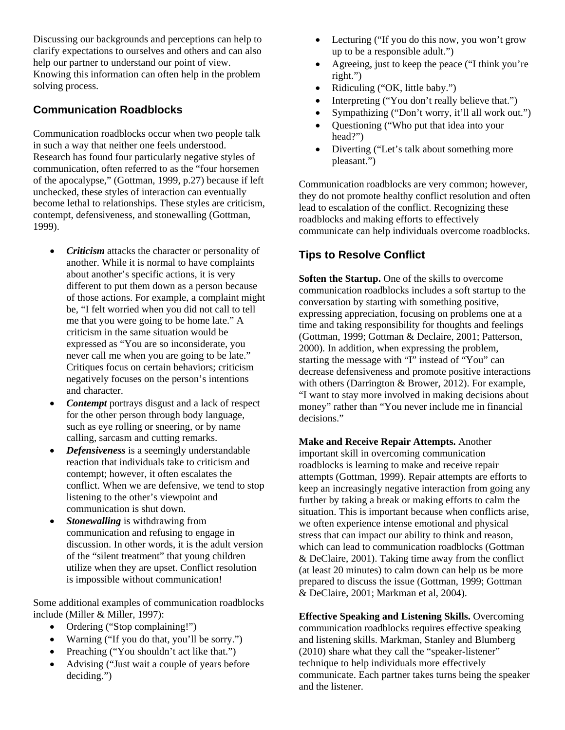Discussing our backgrounds and perceptions can help to clarify expectations to ourselves and others and can also help our partner to understand our point of view. Knowing this information can often help in the problem solving process.

## Communication Roadblocks

Communication roadblocks occur when two people talk in such a way that neither one feels understood. Research has found four particularly negative styles of communication, often referred to as the "four horsemen of the apocalypse," (Gottman, 1999, p.27) because if left unchecked, these styles of interaction can eventually become lethal to relationships. These styles are criticism, contempt, defensiveness, and stonewalling (Gottman, 1999).

- ***Criticism*** attacks the character or personality of another. While it is normal to have complaints about another's specific actions, it is very different to put them down as a person because of those actions. For example, a complaint might be, "I felt worried when you did not call to tell me that you were going to be home late." A criticism in the same situation would be expressed as "You are so inconsiderate, you never call me when you are going to be late." Critiques focus on certain behaviors; criticism negatively focuses on the person's intentions and character.
- ***Contempt*** portrays disgust and a lack of respect for the other person through body language, such as eye rolling or sneering, or by name calling, sarcasm and cutting remarks.
- ***Defensiveness*** is a seemingly understandable reaction that individuals take to criticism and contempt; however, it often escalates the conflict. When we are defensive, we tend to stop listening to the other's viewpoint and communication is shut down.
- ***Stonewalling*** is withdrawing from communication and refusing to engage in discussion. In other words, it is the adult version of the "silent treatment" that young children utilize when they are upset. Conflict resolution is impossible without communication!

Some additional examples of communication roadblocks include (Miller & Miller, 1997):

- Ordering ("Stop complaining!")
- Warning ("If you do that, you'll be sorry.")
- Preaching ("You shouldn't act like that.")
- Advising ("Just wait a couple of years before deciding.")
- Lecturing ("If you do this now, you won't grow up to be a responsible adult.")
- Agreeing, just to keep the peace ("I think you're right.")
- Ridiculing ("OK, little baby.")
- Interpreting ("You don't really believe that.")
- Sympathizing ("Don't worry, it'll all work out.")
- Questioning ("Who put that idea into your head?")
- Diverting ("Let's talk about something more pleasant.")

Communication roadblocks are very common; however, they do not promote healthy conflict resolution and often lead to escalation of the conflict. Recognizing these roadblocks and making efforts to effectively communicate can help individuals overcome roadblocks.

## Tips to Resolve Conflict

**Soften the Startup.** One of the skills to overcome communication roadblocks includes a soft startup to the conversation by starting with something positive, expressing appreciation, focusing on problems one at a time and taking responsibility for thoughts and feelings (Gottman, 1999; Gottman & Declaire, 2001; Patterson, 2000). In addition, when expressing the problem, starting the message with "I" instead of "You" can decrease defensiveness and promote positive interactions with others (Darrington & Brower, 2012). For example, "I want to stay more involved in making decisions about money" rather than "You never include me in financial decisions."

**Make and Receive Repair Attempts.** Another important skill in overcoming communication roadblocks is learning to make and receive repair attempts (Gottman, 1999). Repair attempts are efforts to keep an increasingly negative interaction from going any further by taking a break or making efforts to calm the situation. This is important because when conflicts arise, we often experience intense emotional and physical stress that can impact our ability to think and reason, which can lead to communication roadblocks (Gottman & DeClaire, 2001). Taking time away from the conflict (at least 20 minutes) to calm down can help us be more prepared to discuss the issue (Gottman, 1999; Gottman & DeClaire, 2001; Markman et al, 2004).

**Effective Speaking and Listening Skills.** Overcoming communication roadblocks requires effective speaking and listening skills. Markman, Stanley and Blumberg (2010) share what they call the "speaker-listener" technique to help individuals more effectively communicate. Each partner takes turns being the speaker and the listener.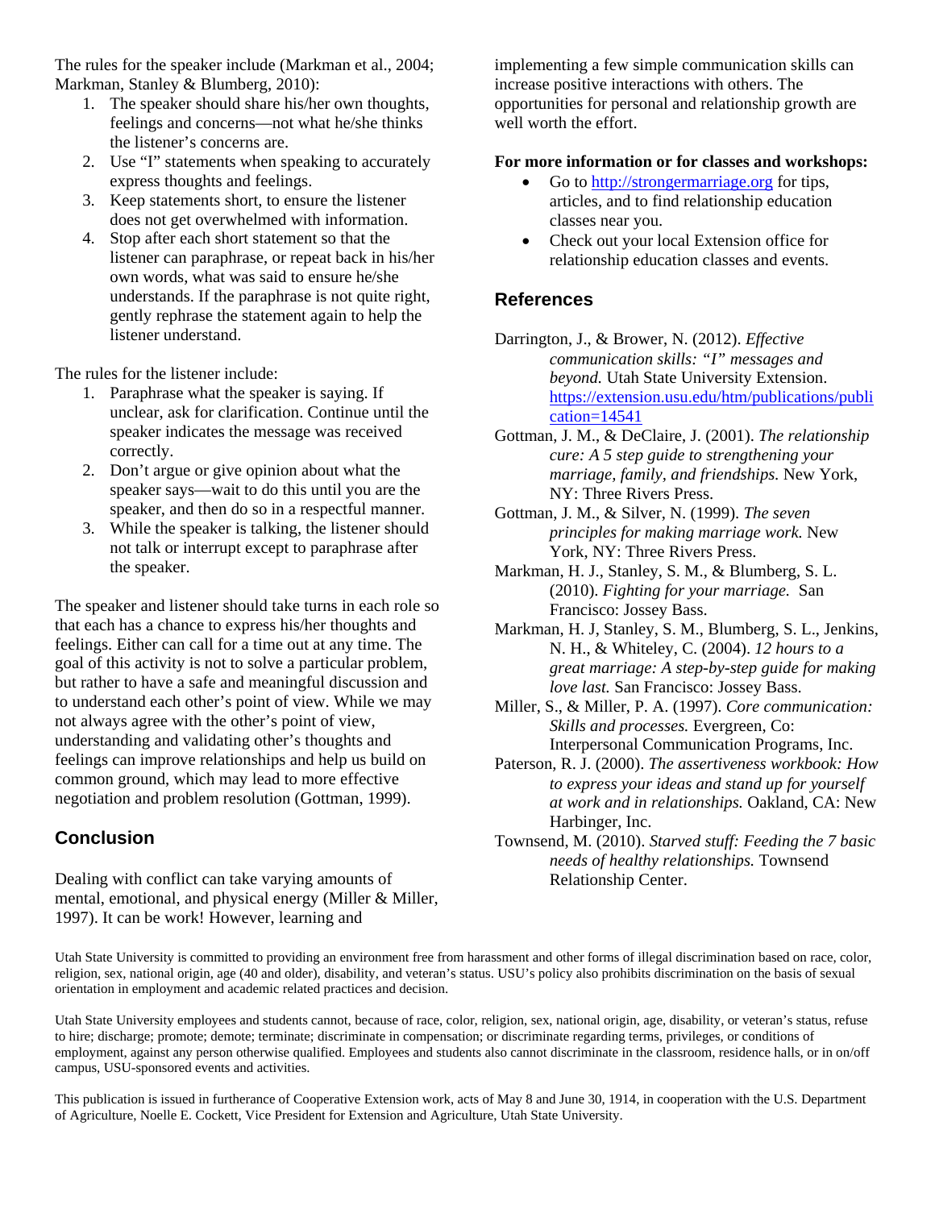The rules for the speaker include (Markman et al., 2004; Markman, Stanley & Blumberg, 2010):

1. The speaker should share his/her own thoughts, feelings and concerns—not what he/she thinks the listener's concerns are.
2. Use "I" statements when speaking to accurately express thoughts and feelings.
3. Keep statements short, to ensure the listener does not get overwhelmed with information.
4. Stop after each short statement so that the listener can paraphrase, or repeat back in his/her own words, what was said to ensure he/she understands. If the paraphrase is not quite right, gently rephrase the statement again to help the listener understand.

The rules for the listener include:

1. Paraphrase what the speaker is saying. If unclear, ask for clarification. Continue until the speaker indicates the message was received correctly.
2. Don't argue or give opinion about what the speaker says—wait to do this until you are the speaker, and then do so in a respectful manner.
3. While the speaker is talking, the listener should not talk or interrupt except to paraphrase after the speaker.

The speaker and listener should take turns in each role so that each has a chance to express his/her thoughts and feelings. Either can call for a time out at any time. The goal of this activity is not to solve a particular problem, but rather to have a safe and meaningful discussion and to understand each other's point of view. While we may not always agree with the other's point of view, understanding and validating other's thoughts and feelings can improve relationships and help us build on common ground, which may lead to more effective negotiation and problem resolution (Gottman, 1999).

## Conclusion

Dealing with conflict can take varying amounts of mental, emotional, and physical energy (Miller & Miller, 1997). It can be work! However, learning and implementing a few simple communication skills can increase positive interactions with others. The opportunities for personal and relationship growth are well worth the effort.

**For more information or for classes and workshops:**

- Go to http://strongermarriage.org for tips, articles, and to find relationship education classes near you.
- Check out your local Extension office for relationship education classes and events.

## References

Darrington, J., & Brower, N. (2012). *Effective communication skills: "I" messages and beyond.* Utah State University Extension. https://extension.usu.edu/htm/publications/publication=14541

Gottman, J. M., & DeClaire, J. (2001). *The relationship cure: A 5 step guide to strengthening your marriage, family, and friendships.* New York, NY: Three Rivers Press.

Gottman, J. M., & Silver, N. (1999). *The seven principles for making marriage work.* New York, NY: Three Rivers Press.

Markman, H. J., Stanley, S. M., & Blumberg, S. L. (2010). *Fighting for your marriage.* San Francisco: Jossey Bass.

Markman, H. J, Stanley, S. M., Blumberg, S. L., Jenkins, N. H., & Whiteley, C. (2004). *12 hours to a great marriage: A step-by-step guide for making love last.* San Francisco: Jossey Bass.

Miller, S., & Miller, P. A. (1997). *Core communication: Skills and processes.* Evergreen, Co: Interpersonal Communication Programs, Inc.

Paterson, R. J. (2000). *The assertiveness workbook: How to express your ideas and stand up for yourself at work and in relationships.* Oakland, CA: New Harbinger, Inc.

Townsend, M. (2010). *Starved stuff: Feeding the 7 basic needs of healthy relationships.* Townsend Relationship Center.

Utah State University is committed to providing an environment free from harassment and other forms of illegal discrimination based on race, color, religion, sex, national origin, age (40 and older), disability, and veteran's status. USU's policy also prohibits discrimination on the basis of sexual orientation in employment and academic related practices and decision.

Utah State University employees and students cannot, because of race, color, religion, sex, national origin, age, disability, or veteran's status, refuse to hire; discharge; promote; demote; terminate; discriminate in compensation; or discriminate regarding terms, privileges, or conditions of employment, against any person otherwise qualified. Employees and students also cannot discriminate in the classroom, residence halls, or in on/off campus, USU-sponsored events and activities.

This publication is issued in furtherance of Cooperative Extension work, acts of May 8 and June 30, 1914, in cooperation with the U.S. Department of Agriculture, Noelle E. Cockett, Vice President for Extension and Agriculture, Utah State University.